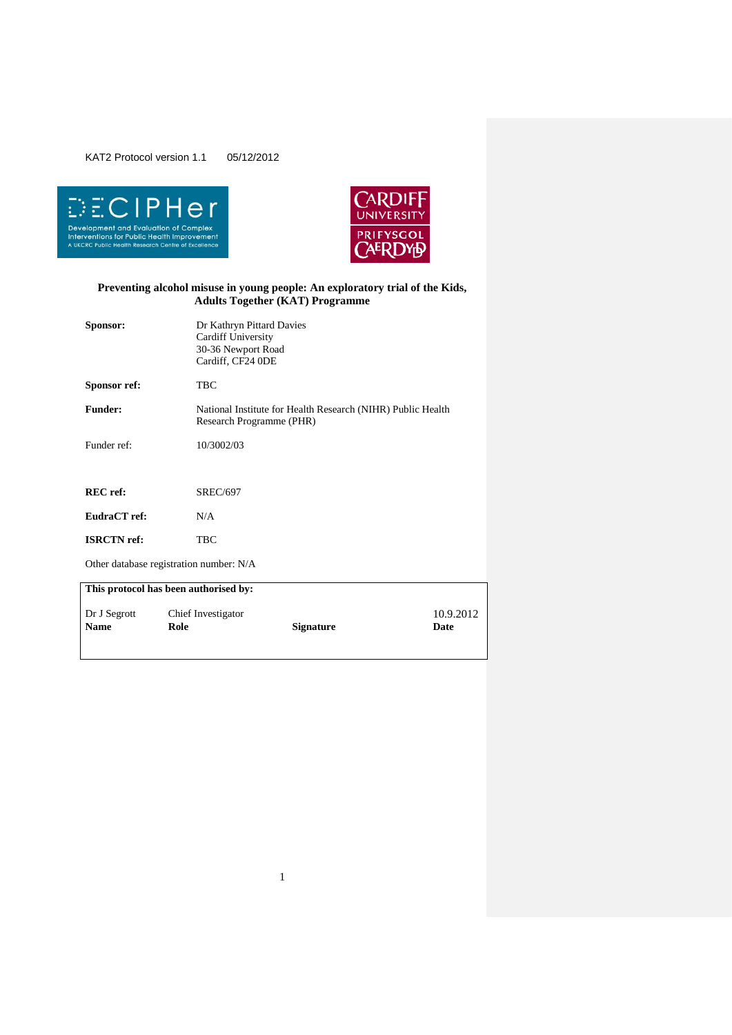KAT2 Protocol version 1.1 05/12/2012

**Preventing alcohol misuse in young people: An exploratory trial of the Kids, Adults Together (KAT) Programme**

| | |
|---|---|
| **Sponsor:** | Dr Kathryn Pittard Davies<br>Cardiff University<br>30-36 Newport Road<br>Cardiff, CF24 0DE |
| **Sponsor ref:** | TBC |
| **Funder:** | National Institute for Health Research (NIHR) Public Health Research Programme (PHR) |
| Funder ref: | 10/3002/03 |
| **REC ref:** | SREC/697 |
| **EudraCT ref:** | N/A |
| **ISRCTN ref:** | TBC |

Other database registration number: N/A

| This protocol has been authorised by: | | | |
|---|---|---|---|
| Dr J Segrott | Chief Investigator | | 10.9.2012 |
| **Name** | **Role** | **Signature** | **Date** |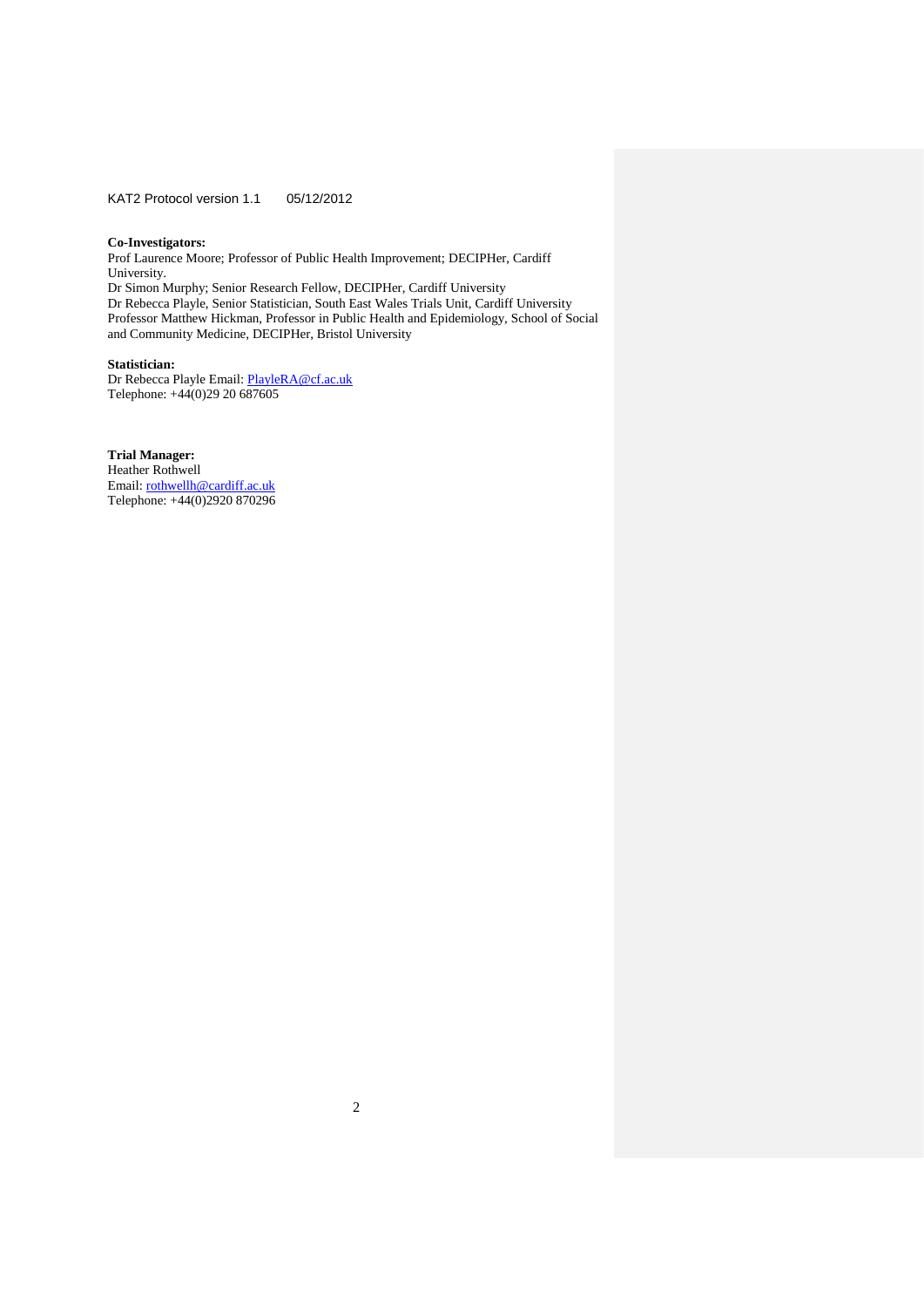**Co-Investigators:**
Prof Laurence Moore; Professor of Public Health Improvement; DECIPHer, Cardiff University.
Dr Simon Murphy; Senior Research Fellow, DECIPHer, Cardiff University
Dr Rebecca Playle, Senior Statistician, South East Wales Trials Unit, Cardiff University
Professor Matthew Hickman, Professor in Public Health and Epidemiology, School of Social and Community Medicine, DECIPHer, Bristol University

**Statistician:**
Dr Rebecca Playle Email: PlayleRA@cf.ac.uk
Telephone: +44(0)29 20 687605

**Trial Manager:**
Heather Rothwell
Email: rothwellh@cardiff.ac.uk
Telephone: +44(0)2920 870296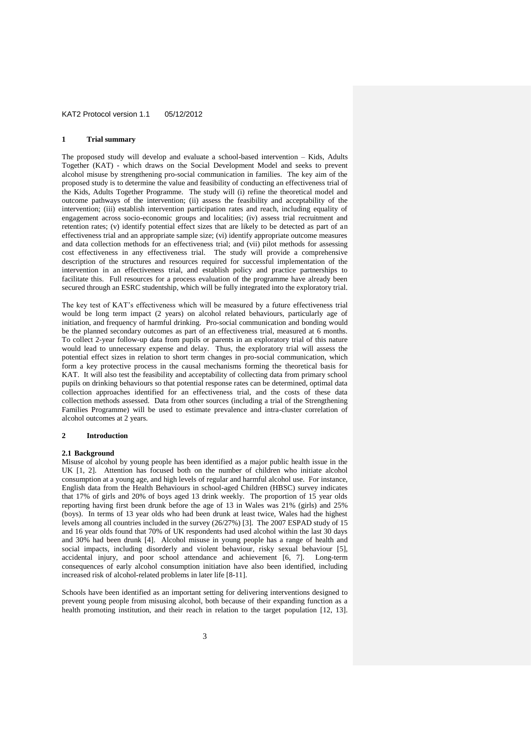## 1 Trial summary

The proposed study will develop and evaluate a school-based intervention – Kids, Adults Together (KAT) - which draws on the Social Development Model and seeks to prevent alcohol misuse by strengthening pro-social communication in families. The key aim of the proposed study is to determine the value and feasibility of conducting an effectiveness trial of the Kids, Adults Together Programme. The study will (i) refine the theoretical model and outcome pathways of the intervention; (ii) assess the feasibility and acceptability of the intervention; (iii) establish intervention participation rates and reach, including equality of engagement across socio-economic groups and localities; (iv) assess trial recruitment and retention rates; (v) identify potential effect sizes that are likely to be detected as part of an effectiveness trial and an appropriate sample size; (vi) identify appropriate outcome measures and data collection methods for an effectiveness trial; and (vii) pilot methods for assessing cost effectiveness in any effectiveness trial. The study will provide a comprehensive description of the structures and resources required for successful implementation of the intervention in an effectiveness trial, and establish policy and practice partnerships to facilitate this. Full resources for a process evaluation of the programme have already been secured through an ESRC studentship, which will be fully integrated into the exploratory trial.

The key test of KAT's effectiveness which will be measured by a future effectiveness trial would be long term impact (2 years) on alcohol related behaviours, particularly age of initiation, and frequency of harmful drinking. Pro-social communication and bonding would be the planned secondary outcomes as part of an effectiveness trial, measured at 6 months. To collect 2-year follow-up data from pupils or parents in an exploratory trial of this nature would lead to unnecessary expense and delay. Thus, the exploratory trial will assess the potential effect sizes in relation to short term changes in pro-social communication, which form a key protective process in the causal mechanisms forming the theoretical basis for KAT. It will also test the feasibility and acceptability of collecting data from primary school pupils on drinking behaviours so that potential response rates can be determined, optimal data collection approaches identified for an effectiveness trial, and the costs of these data collection methods assessed. Data from other sources (including a trial of the Strengthening Families Programme) will be used to estimate prevalence and intra-cluster correlation of alcohol outcomes at 2 years.

## 2 Introduction

### 2.1 Background

Misuse of alcohol by young people has been identified as a major public health issue in the UK [1, 2]. Attention has focused both on the number of children who initiate alcohol consumption at a young age, and high levels of regular and harmful alcohol use. For instance, English data from the Health Behaviours in school-aged Children (HBSC) survey indicates that 17% of girls and 20% of boys aged 13 drink weekly. The proportion of 15 year olds reporting having first been drunk before the age of 13 in Wales was 21% (girls) and 25% (boys). In terms of 13 year olds who had been drunk at least twice, Wales had the highest levels among all countries included in the survey (26/27%) [3]. The 2007 ESPAD study of 15 and 16 year olds found that 70% of UK respondents had used alcohol within the last 30 days and 30% had been drunk [4]. Alcohol misuse in young people has a range of health and social impacts, including disorderly and violent behaviour, risky sexual behaviour [5], accidental injury, and poor school attendance and achievement [6, 7]. Long-term consequences of early alcohol consumption initiation have also been identified, including increased risk of alcohol-related problems in later life [8-11].

Schools have been identified as an important setting for delivering interventions designed to prevent young people from misusing alcohol, both because of their expanding function as a health promoting institution, and their reach in relation to the target population [12, 13].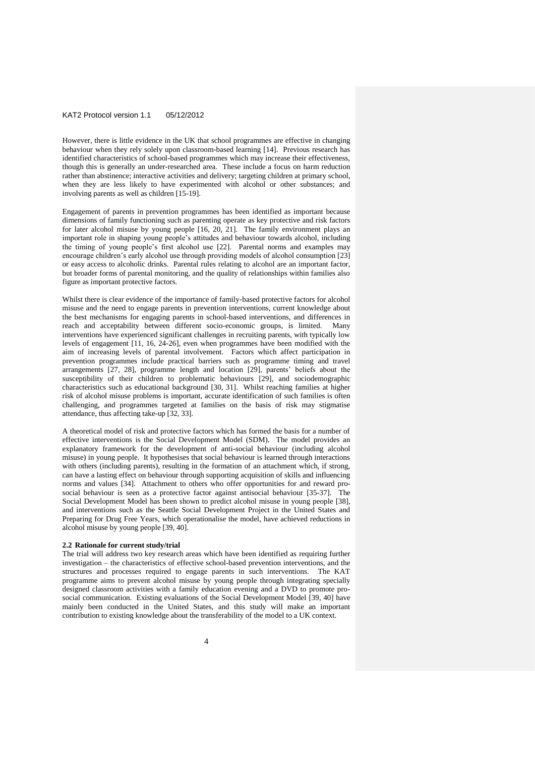However, there is little evidence in the UK that school programmes are effective in changing behaviour when they rely solely upon classroom-based learning [14]. Previous research has identified characteristics of school-based programmes which may increase their effectiveness, though this is generally an under-researched area. These include a focus on harm reduction rather than abstinence; interactive activities and delivery; targeting children at primary school, when they are less likely to have experimented with alcohol or other substances; and involving parents as well as children [15-19].

Engagement of parents in prevention programmes has been identified as important because dimensions of family functioning such as parenting operate as key protective and risk factors for later alcohol misuse by young people [16, 20, 21]. The family environment plays an important role in shaping young people's attitudes and behaviour towards alcohol, including the timing of young people's first alcohol use [22]. Parental norms and examples may encourage children's early alcohol use through providing models of alcohol consumption [23] or easy access to alcoholic drinks. Parental rules relating to alcohol are an important factor, but broader forms of parental monitoring, and the quality of relationships within families also figure as important protective factors.

Whilst there is clear evidence of the importance of family-based protective factors for alcohol misuse and the need to engage parents in prevention interventions, current knowledge about the best mechanisms for engaging parents in school-based interventions, and differences in reach and acceptability between different socio-economic groups, is limited. Many interventions have experienced significant challenges in recruiting parents, with typically low levels of engagement [11, 16, 24-26], even when programmes have been modified with the aim of increasing levels of parental involvement. Factors which affect participation in prevention programmes include practical barriers such as programme timing and travel arrangements [27, 28], programme length and location [29], parents' beliefs about the susceptibility of their children to problematic behaviours [29], and sociodemographic characteristics such as educational background [30, 31]. Whilst reaching families at higher risk of alcohol misuse problems is important, accurate identification of such families is often challenging, and programmes targeted at families on the basis of risk may stigmatise attendance, thus affecting take-up [32, 33].

A theoretical model of risk and protective factors which has formed the basis for a number of effective interventions is the Social Development Model (SDM). The model provides an explanatory framework for the development of anti-social behaviour (including alcohol misuse) in young people. It hypothesises that social behaviour is learned through interactions with others (including parents), resulting in the formation of an attachment which, if strong, can have a lasting effect on behaviour through supporting acquisition of skills and influencing norms and values [34]. Attachment to others who offer opportunities for and reward pro-social behaviour is seen as a protective factor against antisocial behaviour [35-37]. The Social Development Model has been shown to predict alcohol misuse in young people [38], and interventions such as the Seattle Social Development Project in the United States and Preparing for Drug Free Years, which operationalise the model, have achieved reductions in alcohol misuse by young people [39, 40].

### 2.2 Rationale for current study/trial

The trial will address two key research areas which have been identified as requiring further investigation – the characteristics of effective school-based prevention interventions, and the structures and processes required to engage parents in such interventions. The KAT programme aims to prevent alcohol misuse by young people through integrating specially designed classroom activities with a family education evening and a DVD to promote pro-social communication. Existing evaluations of the Social Development Model [39, 40] have mainly been conducted in the United States, and this study will make an important contribution to existing knowledge about the transferability of the model to a UK context.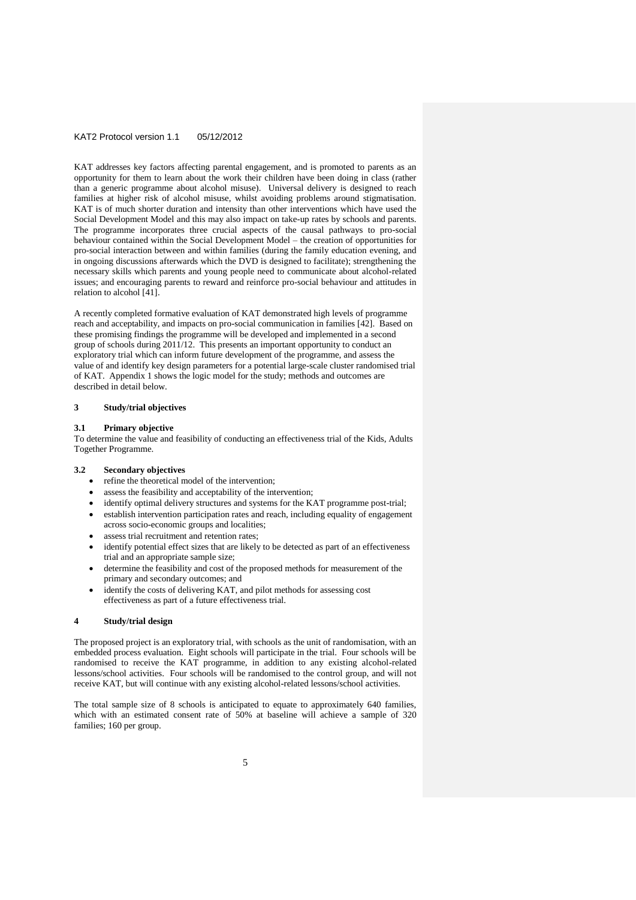KAT addresses key factors affecting parental engagement, and is promoted to parents as an opportunity for them to learn about the work their children have been doing in class (rather than a generic programme about alcohol misuse). Universal delivery is designed to reach families at higher risk of alcohol misuse, whilst avoiding problems around stigmatisation. KAT is of much shorter duration and intensity than other interventions which have used the Social Development Model and this may also impact on take-up rates by schools and parents. The programme incorporates three crucial aspects of the causal pathways to pro-social behaviour contained within the Social Development Model – the creation of opportunities for pro-social interaction between and within families (during the family education evening, and in ongoing discussions afterwards which the DVD is designed to facilitate); strengthening the necessary skills which parents and young people need to communicate about alcohol-related issues; and encouraging parents to reward and reinforce pro-social behaviour and attitudes in relation to alcohol [41].

A recently completed formative evaluation of KAT demonstrated high levels of programme reach and acceptability, and impacts on pro-social communication in families [42]. Based on these promising findings the programme will be developed and implemented in a second group of schools during 2011/12. This presents an important opportunity to conduct an exploratory trial which can inform future development of the programme, and assess the value of and identify key design parameters for a potential large-scale cluster randomised trial of KAT. Appendix 1 shows the logic model for the study; methods and outcomes are described in detail below.

## 3 Study/trial objectives

### 3.1 Primary objective

To determine the value and feasibility of conducting an effectiveness trial of the Kids, Adults Together Programme.

### 3.2 Secondary objectives

- refine the theoretical model of the intervention;
- assess the feasibility and acceptability of the intervention;
- identify optimal delivery structures and systems for the KAT programme post-trial;
- establish intervention participation rates and reach, including equality of engagement across socio-economic groups and localities;
- assess trial recruitment and retention rates;
- identify potential effect sizes that are likely to be detected as part of an effectiveness trial and an appropriate sample size;
- determine the feasibility and cost of the proposed methods for measurement of the primary and secondary outcomes; and
- identify the costs of delivering KAT, and pilot methods for assessing cost effectiveness as part of a future effectiveness trial.

## 4 Study/trial design

The proposed project is an exploratory trial, with schools as the unit of randomisation, with an embedded process evaluation. Eight schools will participate in the trial. Four schools will be randomised to receive the KAT programme, in addition to any existing alcohol-related lessons/school activities. Four schools will be randomised to the control group, and will not receive KAT, but will continue with any existing alcohol-related lessons/school activities.

The total sample size of 8 schools is anticipated to equate to approximately 640 families, which with an estimated consent rate of 50% at baseline will achieve a sample of 320 families; 160 per group.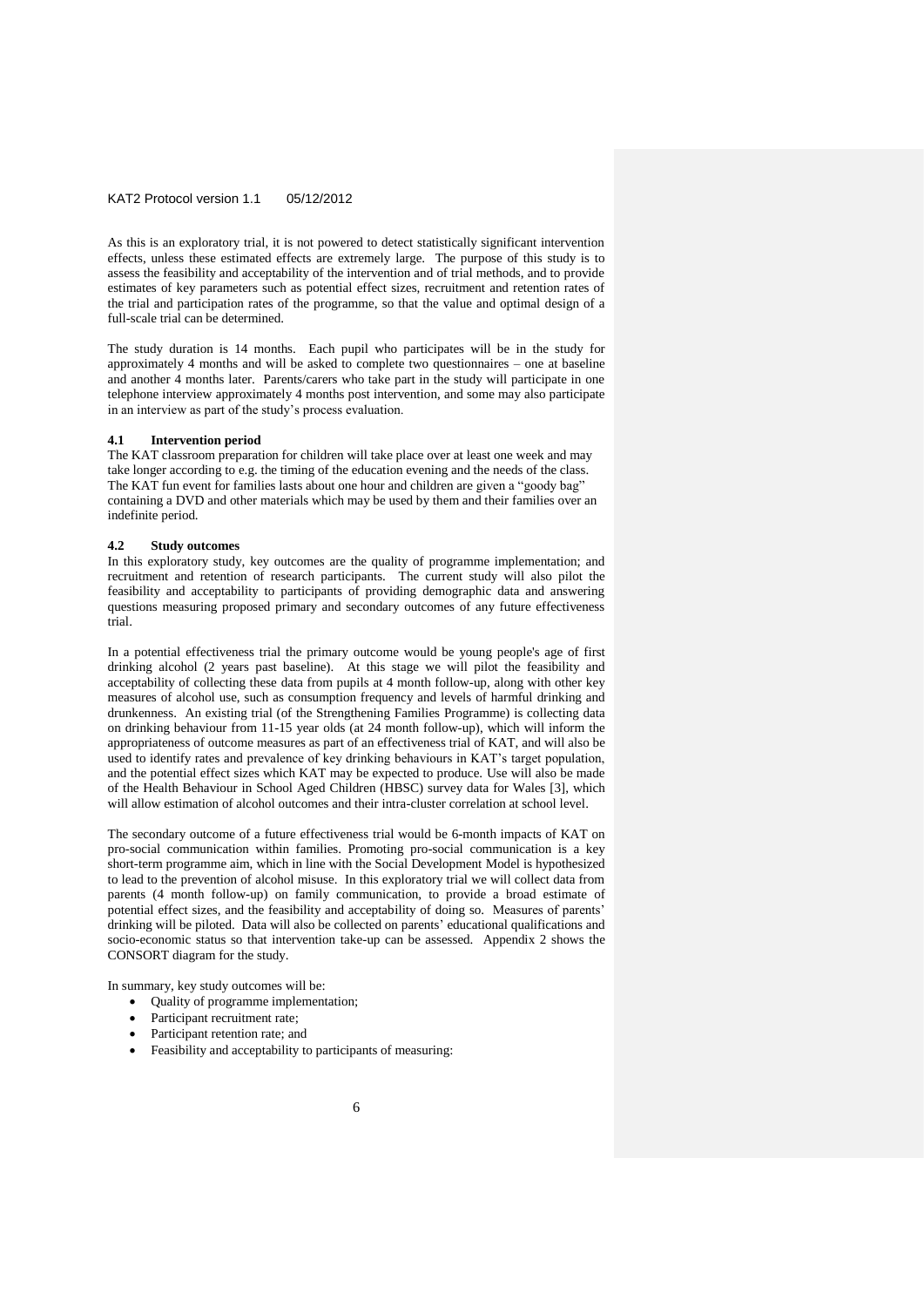As this is an exploratory trial, it is not powered to detect statistically significant intervention effects, unless these estimated effects are extremely large. The purpose of this study is to assess the feasibility and acceptability of the intervention and of trial methods, and to provide estimates of key parameters such as potential effect sizes, recruitment and retention rates of the trial and participation rates of the programme, so that the value and optimal design of a full-scale trial can be determined.

The study duration is 14 months. Each pupil who participates will be in the study for approximately 4 months and will be asked to complete two questionnaires – one at baseline and another 4 months later. Parents/carers who take part in the study will participate in one telephone interview approximately 4 months post intervention, and some may also participate in an interview as part of the study's process evaluation.

### 4.1 Intervention period

The KAT classroom preparation for children will take place over at least one week and may take longer according to e.g. the timing of the education evening and the needs of the class. The KAT fun event for families lasts about one hour and children are given a "goody bag" containing a DVD and other materials which may be used by them and their families over an indefinite period.

### 4.2 Study outcomes

In this exploratory study, key outcomes are the quality of programme implementation; and recruitment and retention of research participants. The current study will also pilot the feasibility and acceptability to participants of providing demographic data and answering questions measuring proposed primary and secondary outcomes of any future effectiveness trial.

In a potential effectiveness trial the primary outcome would be young people's age of first drinking alcohol (2 years past baseline). At this stage we will pilot the feasibility and acceptability of collecting these data from pupils at 4 month follow-up, along with other key measures of alcohol use, such as consumption frequency and levels of harmful drinking and drunkenness. An existing trial (of the Strengthening Families Programme) is collecting data on drinking behaviour from 11-15 year olds (at 24 month follow-up), which will inform the appropriateness of outcome measures as part of an effectiveness trial of KAT, and will also be used to identify rates and prevalence of key drinking behaviours in KAT's target population, and the potential effect sizes which KAT may be expected to produce. Use will also be made of the Health Behaviour in School Aged Children (HBSC) survey data for Wales [3], which will allow estimation of alcohol outcomes and their intra-cluster correlation at school level.

The secondary outcome of a future effectiveness trial would be 6-month impacts of KAT on pro-social communication within families. Promoting pro-social communication is a key short-term programme aim, which in line with the Social Development Model is hypothesized to lead to the prevention of alcohol misuse. In this exploratory trial we will collect data from parents (4 month follow-up) on family communication, to provide a broad estimate of potential effect sizes, and the feasibility and acceptability of doing so. Measures of parents' drinking will be piloted. Data will also be collected on parents' educational qualifications and socio-economic status so that intervention take-up can be assessed. Appendix 2 shows the CONSORT diagram for the study.

In summary, key study outcomes will be:

- Quality of programme implementation;
- Participant recruitment rate;
- Participant retention rate; and
- Feasibility and acceptability to participants of measuring: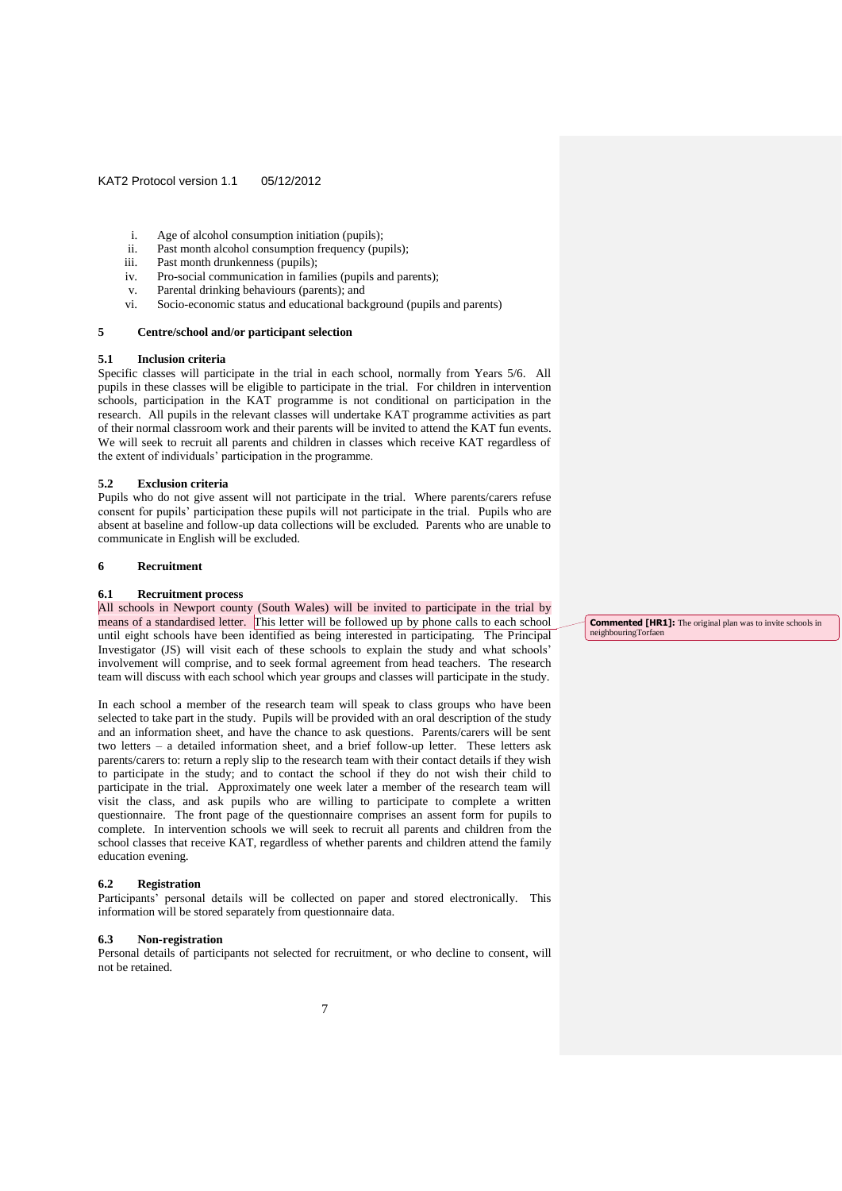i. Age of alcohol consumption initiation (pupils);
ii. Past month alcohol consumption frequency (pupils);
iii. Past month drunkenness (pupils);
iv. Pro-social communication in families (pupils and parents);
v. Parental drinking behaviours (parents); and
vi. Socio-economic status and educational background (pupils and parents)

## 5 Centre/school and/or participant selection

### 5.1 Inclusion criteria

Specific classes will participate in the trial in each school, normally from Years 5/6. All pupils in these classes will be eligible to participate in the trial. For children in intervention schools, participation in the KAT programme is not conditional on participation in the research. All pupils in the relevant classes will undertake KAT programme activities as part of their normal classroom work and their parents will be invited to attend the KAT fun events. We will seek to recruit all parents and children in classes which receive KAT regardless of the extent of individuals' participation in the programme.

### 5.2 Exclusion criteria

Pupils who do not give assent will not participate in the trial. Where parents/carers refuse consent for pupils' participation these pupils will not participate in the trial. Pupils who are absent at baseline and follow-up data collections will be excluded. Parents who are unable to communicate in English will be excluded.

## 6 Recruitment

### 6.1 Recruitment process

All schools in Newport county (South Wales) will be invited to participate in the trial by means of a standardised letter. This letter will be followed up by phone calls to each school until eight schools have been identified as being interested in participating. The Principal Investigator (JS) will visit each of these schools to explain the study and what schools' involvement will comprise, and to seek formal agreement from head teachers. The research team will discuss with each school which year groups and classes will participate in the study.

**Commented [HR1]:** The original plan was to invite schools in neighbouringTorfaen

In each school a member of the research team will speak to class groups who have been selected to take part in the study. Pupils will be provided with an oral description of the study and an information sheet, and have the chance to ask questions. Parents/carers will be sent two letters – a detailed information sheet, and a brief follow-up letter. These letters ask parents/carers to: return a reply slip to the research team with their contact details if they wish to participate in the study; and to contact the school if they do not wish their child to participate in the trial. Approximately one week later a member of the research team will visit the class, and ask pupils who are willing to participate to complete a written questionnaire. The front page of the questionnaire comprises an assent form for pupils to complete. In intervention schools we will seek to recruit all parents and children from the school classes that receive KAT, regardless of whether parents and children attend the family education evening.

### 6.2 Registration

Participants' personal details will be collected on paper and stored electronically. This information will be stored separately from questionnaire data.

### 6.3 Non-registration

Personal details of participants not selected for recruitment, or who decline to consent, will not be retained.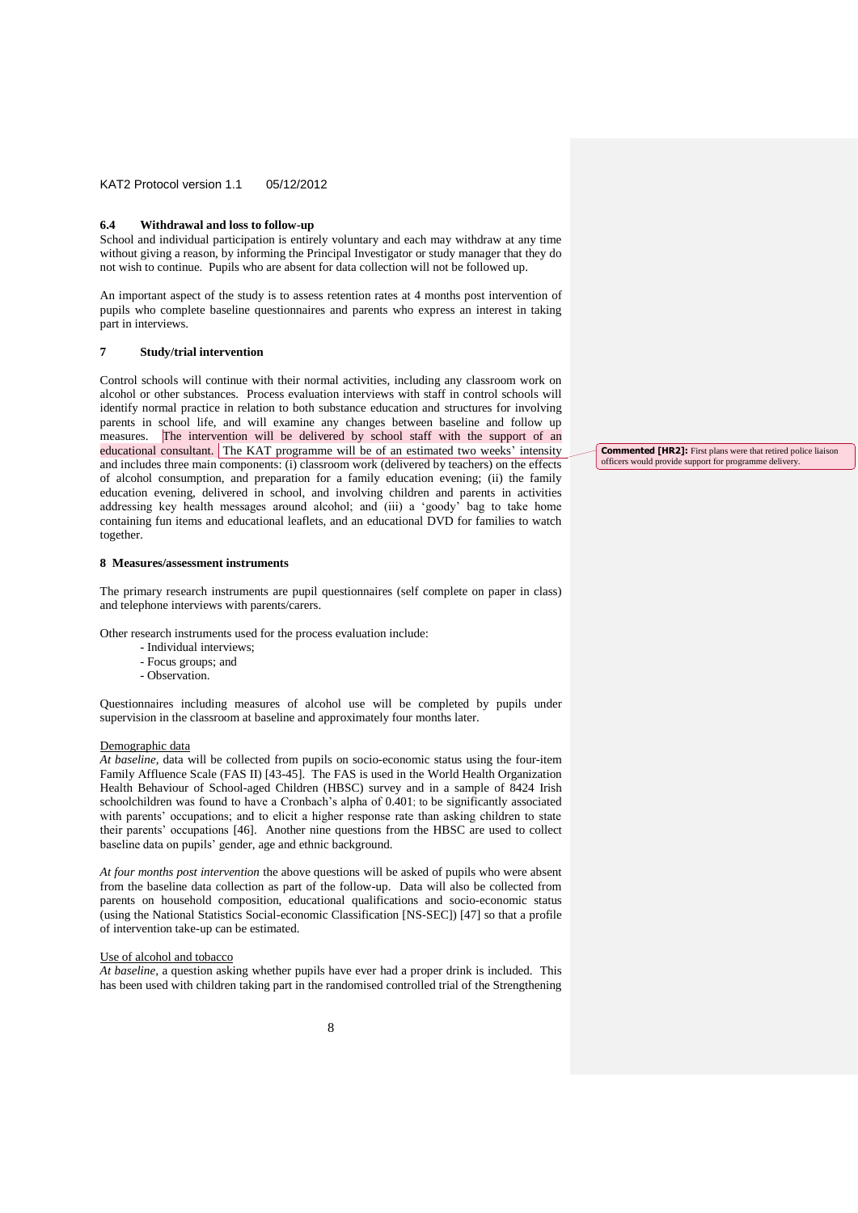### 6.4 Withdrawal and loss to follow-up

School and individual participation is entirely voluntary and each may withdraw at any time without giving a reason, by informing the Principal Investigator or study manager that they do not wish to continue. Pupils who are absent for data collection will not be followed up.

An important aspect of the study is to assess retention rates at 4 months post intervention of pupils who complete baseline questionnaires and parents who express an interest in taking part in interviews.

## 7 Study/trial intervention

Control schools will continue with their normal activities, including any classroom work on alcohol or other substances. Process evaluation interviews with staff in control schools will identify normal practice in relation to both substance education and structures for involving parents in school life, and will examine any changes between baseline and follow up measures. The intervention will be delivered by school staff with the support of an educational consultant. The KAT programme will be of an estimated two weeks' intensity and includes three main components: (i) classroom work (delivered by teachers) on the effects of alcohol consumption, and preparation for a family education evening; (ii) the family education evening, delivered in school, and involving children and parents in activities addressing key health messages around alcohol; and (iii) a 'goody' bag to take home containing fun items and educational leaflets, and an educational DVD for families to watch together.

**Commented [HR2]:** First plans were that retired police liaison officers would provide support for programme delivery.

## 8 Measures/assessment instruments

The primary research instruments are pupil questionnaires (self complete on paper in class) and telephone interviews with parents/carers.

Other research instruments used for the process evaluation include:

- Individual interviews;
- Focus groups; and
- Observation.

Questionnaires including measures of alcohol use will be completed by pupils under supervision in the classroom at baseline and approximately four months later.

Demographic data

*At baseline*, data will be collected from pupils on socio-economic status using the four-item Family Affluence Scale (FAS II) [43-45]. The FAS is used in the World Health Organization Health Behaviour of School-aged Children (HBSC) survey and in a sample of 8424 Irish schoolchildren was found to have a Cronbach's alpha of 0.401; to be significantly associated with parents' occupations; and to elicit a higher response rate than asking children to state their parents' occupations [46]. Another nine questions from the HBSC are used to collect baseline data on pupils' gender, age and ethnic background.

*At four months post intervention* the above questions will be asked of pupils who were absent from the baseline data collection as part of the follow-up. Data will also be collected from parents on household composition, educational qualifications and socio-economic status (using the National Statistics Social-economic Classification [NS-SEC]) [47] so that a profile of intervention take-up can be estimated.

Use of alcohol and tobacco

*At baseline*, a question asking whether pupils have ever had a proper drink is included. This has been used with children taking part in the randomised controlled trial of the Strengthening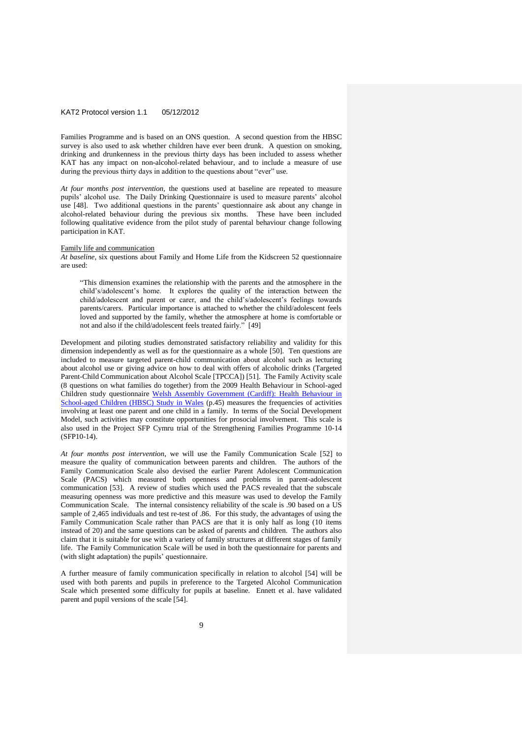Families Programme and is based on an ONS question. A second question from the HBSC survey is also used to ask whether children have ever been drunk. A question on smoking, drinking and drunkenness in the previous thirty days has been included to assess whether KAT has any impact on non-alcohol-related behaviour, and to include a measure of use during the previous thirty days in addition to the questions about "ever" use.

*At four months post intervention*, the questions used at baseline are repeated to measure pupils' alcohol use. The Daily Drinking Questionnaire is used to measure parents' alcohol use [48]. Two additional questions in the parents' questionnaire ask about any change in alcohol-related behaviour during the previous six months. These have been included following qualitative evidence from the pilot study of parental behaviour change following participation in KAT.

Family life and communication

*At baseline*, six questions about Family and Home Life from the Kidscreen 52 questionnaire are used:

> "This dimension examines the relationship with the parents and the atmosphere in the child's/adolescent's home. It explores the quality of the interaction between the child/adolescent and parent or carer, and the child's/adolescent's feelings towards parents/carers. Particular importance is attached to whether the child/adolescent feels loved and supported by the family, whether the atmosphere at home is comfortable or not and also if the child/adolescent feels treated fairly." [49]

Development and piloting studies demonstrated satisfactory reliability and validity for this dimension independently as well as for the questionnaire as a whole [50]. Ten questions are included to measure targeted parent-child communication about alcohol such as lecturing about alcohol use or giving advice on how to deal with offers of alcoholic drinks (Targeted Parent-Child Communication about Alcohol Scale [TPCCA]) [51]. The Family Activity scale (8 questions on what families do together) from the 2009 Health Behaviour in School-aged Children study questionnaire Welsh Assembly Government (Cardiff): Health Behaviour in School-aged Children (HBSC) Study in Wales (p.45) measures the frequencies of activities involving at least one parent and one child in a family. In terms of the Social Development Model, such activities may constitute opportunities for prosocial involvement. This scale is also used in the Project SFP Cymru trial of the Strengthening Families Programme 10-14 (SFP10-14).

*At four months post intervention*, we will use the Family Communication Scale [52] to measure the quality of communication between parents and children. The authors of the Family Communication Scale also devised the earlier Parent Adolescent Communication Scale (PACS) which measured both openness and problems in parent-adolescent communication [53]. A review of studies which used the PACS revealed that the subscale measuring openness was more predictive and this measure was used to develop the Family Communication Scale. The internal consistency reliability of the scale is .90 based on a US sample of 2,465 individuals and test re-test of .86. For this study, the advantages of using the Family Communication Scale rather than PACS are that it is only half as long (10 items instead of 20) and the same questions can be asked of parents and children. The authors also claim that it is suitable for use with a variety of family structures at different stages of family life. The Family Communication Scale will be used in both the questionnaire for parents and (with slight adaptation) the pupils' questionnaire.

A further measure of family communication specifically in relation to alcohol [54] will be used with both parents and pupils in preference to the Targeted Alcohol Communication Scale which presented some difficulty for pupils at baseline. Ennett et al. have validated parent and pupil versions of the scale [54].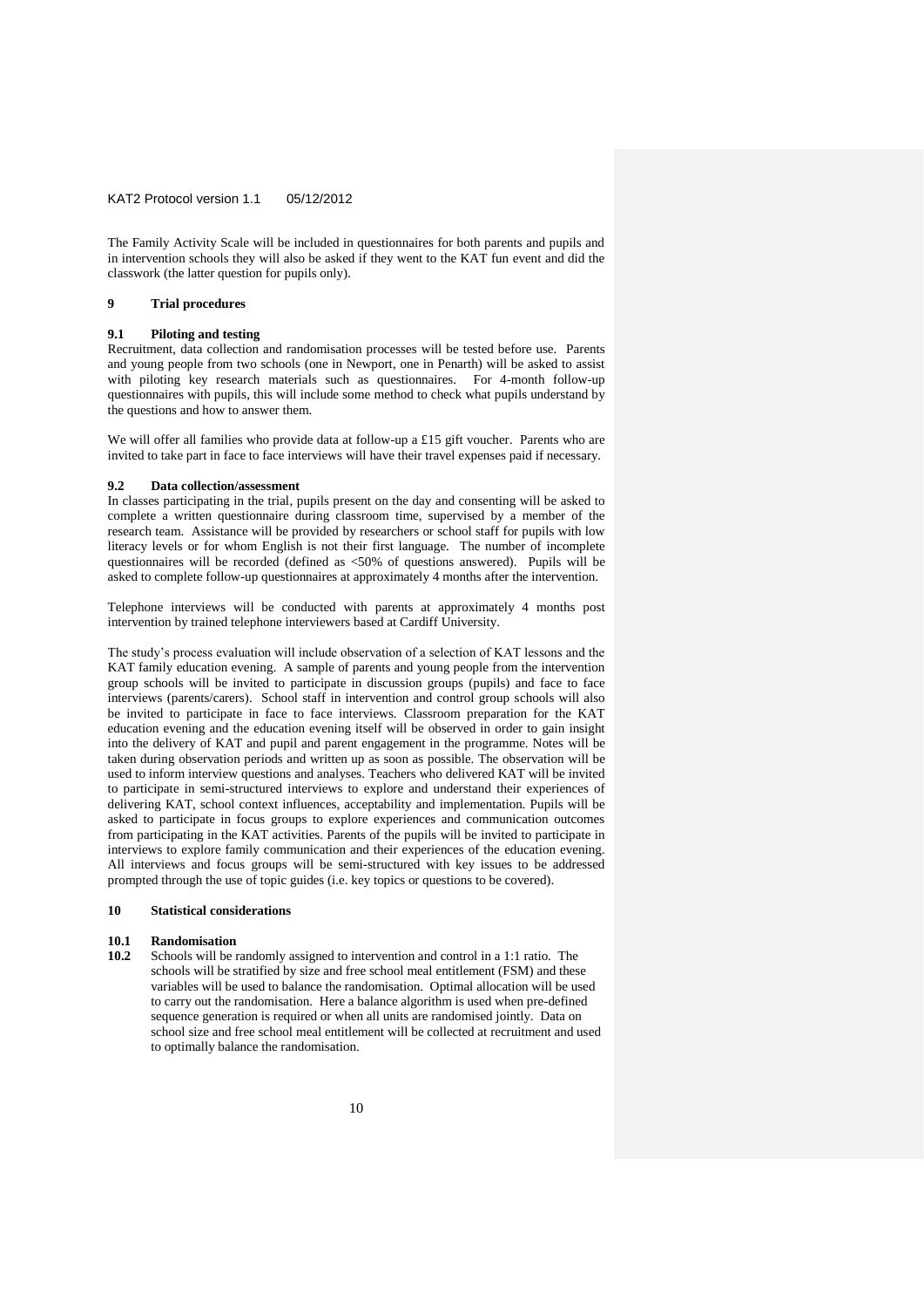The Family Activity Scale will be included in questionnaires for both parents and pupils and in intervention schools they will also be asked if they went to the KAT fun event and did the classwork (the latter question for pupils only).

## 9 Trial procedures

### 9.1 Piloting and testing

Recruitment, data collection and randomisation processes will be tested before use. Parents and young people from two schools (one in Newport, one in Penarth) will be asked to assist with piloting key research materials such as questionnaires. For 4-month follow-up questionnaires with pupils, this will include some method to check what pupils understand by the questions and how to answer them.

We will offer all families who provide data at follow-up a £15 gift voucher. Parents who are invited to take part in face to face interviews will have their travel expenses paid if necessary.

### 9.2 Data collection/assessment

In classes participating in the trial, pupils present on the day and consenting will be asked to complete a written questionnaire during classroom time, supervised by a member of the research team. Assistance will be provided by researchers or school staff for pupils with low literacy levels or for whom English is not their first language. The number of incomplete questionnaires will be recorded (defined as <50% of questions answered). Pupils will be asked to complete follow-up questionnaires at approximately 4 months after the intervention.

Telephone interviews will be conducted with parents at approximately 4 months post intervention by trained telephone interviewers based at Cardiff University.

The study's process evaluation will include observation of a selection of KAT lessons and the KAT family education evening. A sample of parents and young people from the intervention group schools will be invited to participate in discussion groups (pupils) and face to face interviews (parents/carers). School staff in intervention and control group schools will also be invited to participate in face to face interviews. Classroom preparation for the KAT education evening and the education evening itself will be observed in order to gain insight into the delivery of KAT and pupil and parent engagement in the programme. Notes will be taken during observation periods and written up as soon as possible. The observation will be used to inform interview questions and analyses. Teachers who delivered KAT will be invited to participate in semi-structured interviews to explore and understand their experiences of delivering KAT, school context influences, acceptability and implementation. Pupils will be asked to participate in focus groups to explore experiences and communication outcomes from participating in the KAT activities. Parents of the pupils will be invited to participate in interviews to explore family communication and their experiences of the education evening. All interviews and focus groups will be semi-structured with key issues to be addressed prompted through the use of topic guides (i.e. key topics or questions to be covered).

## 10 Statistical considerations

### 10.1 Randomisation

**10.2** Schools will be randomly assigned to intervention and control in a 1:1 ratio. The schools will be stratified by size and free school meal entitlement (FSM) and these variables will be used to balance the randomisation. Optimal allocation will be used to carry out the randomisation. Here a balance algorithm is used when pre-defined sequence generation is required or when all units are randomised jointly. Data on school size and free school meal entitlement will be collected at recruitment and used to optimally balance the randomisation.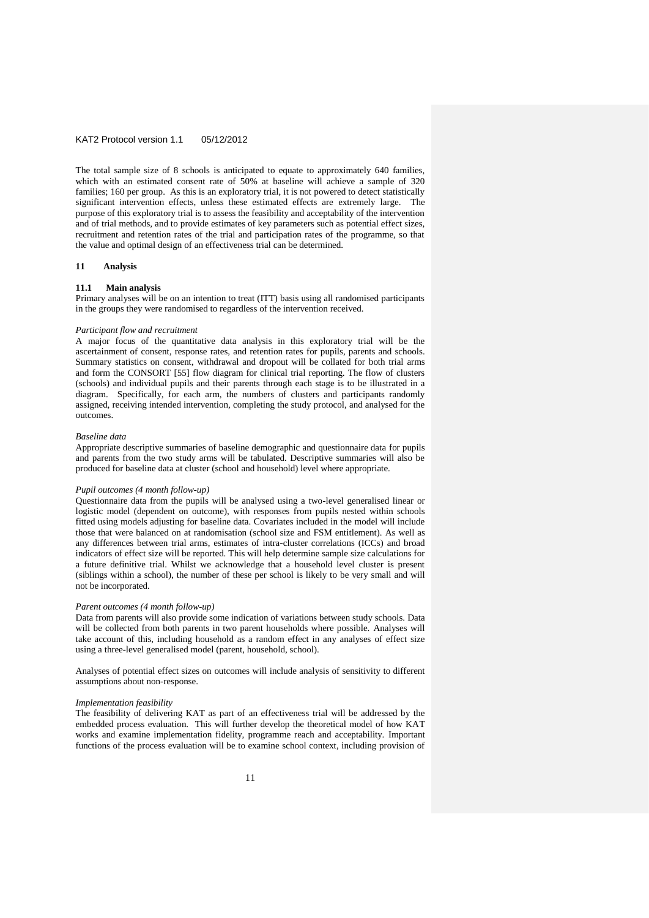The total sample size of 8 schools is anticipated to equate to approximately 640 families, which with an estimated consent rate of 50% at baseline will achieve a sample of 320 families; 160 per group. As this is an exploratory trial, it is not powered to detect statistically significant intervention effects, unless these estimated effects are extremely large. The purpose of this exploratory trial is to assess the feasibility and acceptability of the intervention and of trial methods, and to provide estimates of key parameters such as potential effect sizes, recruitment and retention rates of the trial and participation rates of the programme, so that the value and optimal design of an effectiveness trial can be determined.

## 11 Analysis

### 11.1 Main analysis

Primary analyses will be on an intention to treat (ITT) basis using all randomised participants in the groups they were randomised to regardless of the intervention received.

*Participant flow and recruitment*

A major focus of the quantitative data analysis in this exploratory trial will be the ascertainment of consent, response rates, and retention rates for pupils, parents and schools. Summary statistics on consent, withdrawal and dropout will be collated for both trial arms and form the CONSORT [55] flow diagram for clinical trial reporting. The flow of clusters (schools) and individual pupils and their parents through each stage is to be illustrated in a diagram. Specifically, for each arm, the numbers of clusters and participants randomly assigned, receiving intended intervention, completing the study protocol, and analysed for the outcomes.

*Baseline data*

Appropriate descriptive summaries of baseline demographic and questionnaire data for pupils and parents from the two study arms will be tabulated. Descriptive summaries will also be produced for baseline data at cluster (school and household) level where appropriate.

*Pupil outcomes (4 month follow-up)*

Questionnaire data from the pupils will be analysed using a two-level generalised linear or logistic model (dependent on outcome), with responses from pupils nested within schools fitted using models adjusting for baseline data. Covariates included in the model will include those that were balanced on at randomisation (school size and FSM entitlement). As well as any differences between trial arms, estimates of intra-cluster correlations (ICCs) and broad indicators of effect size will be reported. This will help determine sample size calculations for a future definitive trial. Whilst we acknowledge that a household level cluster is present (siblings within a school), the number of these per school is likely to be very small and will not be incorporated.

*Parent outcomes (4 month follow-up)*

Data from parents will also provide some indication of variations between study schools. Data will be collected from both parents in two parent households where possible. Analyses will take account of this, including household as a random effect in any analyses of effect size using a three-level generalised model (parent, household, school).

Analyses of potential effect sizes on outcomes will include analysis of sensitivity to different assumptions about non-response.

*Implementation feasibility*

The feasibility of delivering KAT as part of an effectiveness trial will be addressed by the embedded process evaluation. This will further develop the theoretical model of how KAT works and examine implementation fidelity, programme reach and acceptability. Important functions of the process evaluation will be to examine school context, including provision of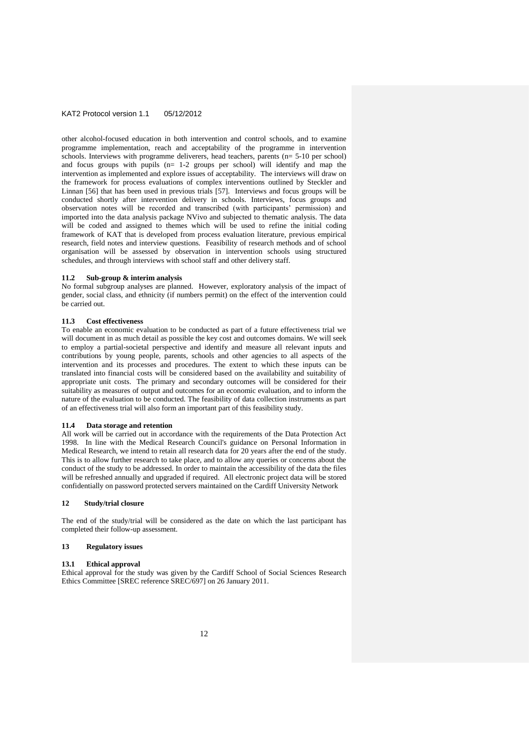other alcohol-focused education in both intervention and control schools, and to examine programme implementation, reach and acceptability of the programme in intervention schools. Interviews with programme deliverers, head teachers, parents (n= 5-10 per school) and focus groups with pupils (n= 1-2 groups per school) will identify and map the intervention as implemented and explore issues of acceptability. The interviews will draw on the framework for process evaluations of complex interventions outlined by Steckler and Linnan [56] that has been used in previous trials [57]. Interviews and focus groups will be conducted shortly after intervention delivery in schools. Interviews, focus groups and observation notes will be recorded and transcribed (with participants' permission) and imported into the data analysis package NVivo and subjected to thematic analysis. The data will be coded and assigned to themes which will be used to refine the initial coding framework of KAT that is developed from process evaluation literature, previous empirical research, field notes and interview questions. Feasibility of research methods and of school organisation will be assessed by observation in intervention schools using structured schedules, and through interviews with school staff and other delivery staff.

### 11.2 Sub-group & interim analysis

No formal subgroup analyses are planned. However, exploratory analysis of the impact of gender, social class, and ethnicity (if numbers permit) on the effect of the intervention could be carried out.

### 11.3 Cost effectiveness

To enable an economic evaluation to be conducted as part of a future effectiveness trial we will document in as much detail as possible the key cost and outcomes domains. We will seek to employ a partial-societal perspective and identify and measure all relevant inputs and contributions by young people, parents, schools and other agencies to all aspects of the intervention and its processes and procedures. The extent to which these inputs can be translated into financial costs will be considered based on the availability and suitability of appropriate unit costs. The primary and secondary outcomes will be considered for their suitability as measures of output and outcomes for an economic evaluation, and to inform the nature of the evaluation to be conducted. The feasibility of data collection instruments as part of an effectiveness trial will also form an important part of this feasibility study.

### 11.4 Data storage and retention

All work will be carried out in accordance with the requirements of the Data Protection Act 1998. In line with the Medical Research Council's guidance on Personal Information in Medical Research, we intend to retain all research data for 20 years after the end of the study. This is to allow further research to take place, and to allow any queries or concerns about the conduct of the study to be addressed. In order to maintain the accessibility of the data the files will be refreshed annually and upgraded if required. All electronic project data will be stored confidentially on password protected servers maintained on the Cardiff University Network

## 12 Study/trial closure

The end of the study/trial will be considered as the date on which the last participant has completed their follow-up assessment.

## 13 Regulatory issues

### 13.1 Ethical approval

Ethical approval for the study was given by the Cardiff School of Social Sciences Research Ethics Committee [SREC reference SREC/697] on 26 January 2011.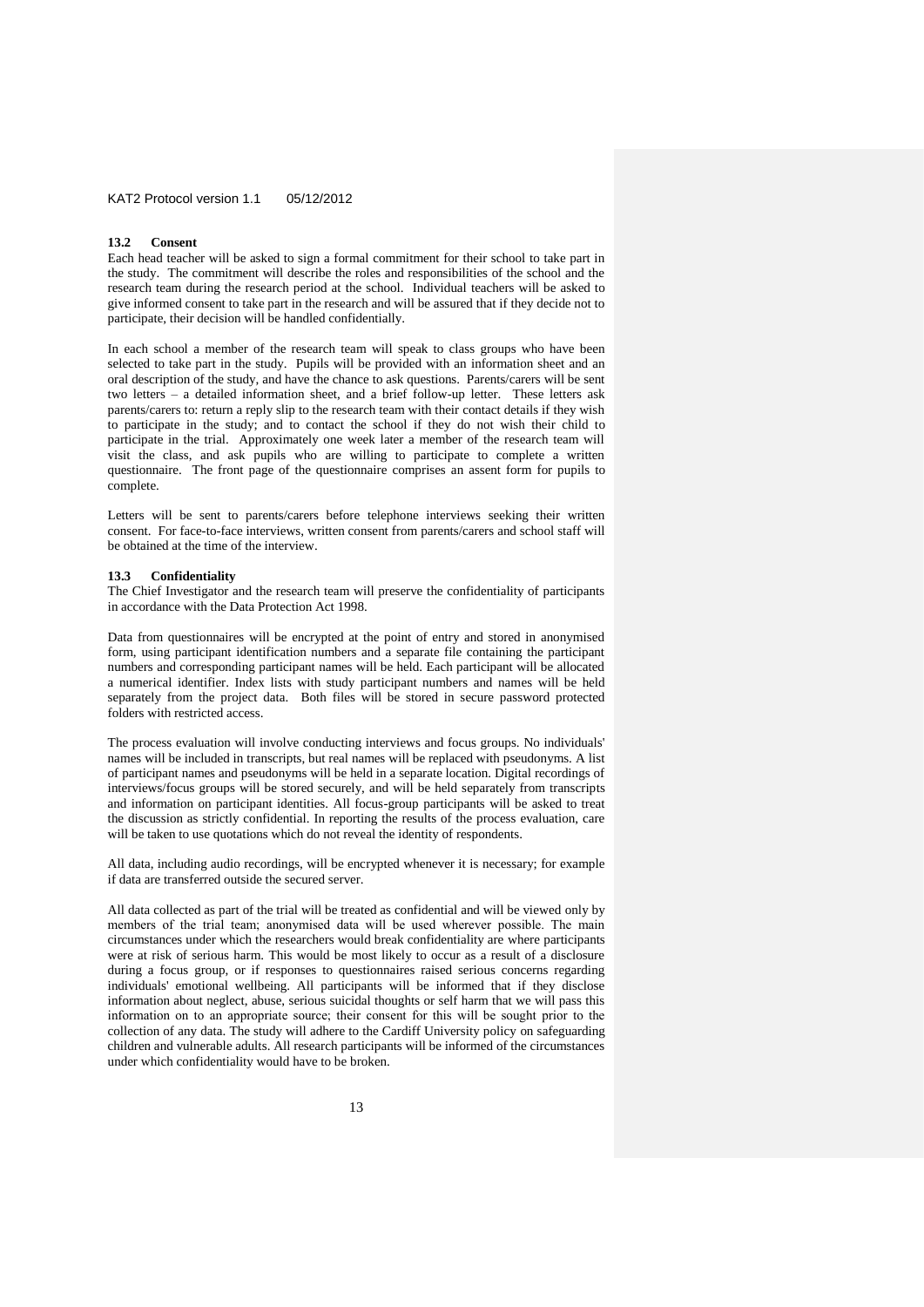### 13.2 Consent

Each head teacher will be asked to sign a formal commitment for their school to take part in the study. The commitment will describe the roles and responsibilities of the school and the research team during the research period at the school. Individual teachers will be asked to give informed consent to take part in the research and will be assured that if they decide not to participate, their decision will be handled confidentially.

In each school a member of the research team will speak to class groups who have been selected to take part in the study. Pupils will be provided with an information sheet and an oral description of the study, and have the chance to ask questions. Parents/carers will be sent two letters – a detailed information sheet, and a brief follow-up letter. These letters ask parents/carers to: return a reply slip to the research team with their contact details if they wish to participate in the study; and to contact the school if they do not wish their child to participate in the trial. Approximately one week later a member of the research team will visit the class, and ask pupils who are willing to participate to complete a written questionnaire. The front page of the questionnaire comprises an assent form for pupils to complete.

Letters will be sent to parents/carers before telephone interviews seeking their written consent. For face-to-face interviews, written consent from parents/carers and school staff will be obtained at the time of the interview.

### 13.3 Confidentiality

The Chief Investigator and the research team will preserve the confidentiality of participants in accordance with the Data Protection Act 1998.

Data from questionnaires will be encrypted at the point of entry and stored in anonymised form, using participant identification numbers and a separate file containing the participant numbers and corresponding participant names will be held. Each participant will be allocated a numerical identifier. Index lists with study participant numbers and names will be held separately from the project data. Both files will be stored in secure password protected folders with restricted access.

The process evaluation will involve conducting interviews and focus groups. No individuals' names will be included in transcripts, but real names will be replaced with pseudonyms. A list of participant names and pseudonyms will be held in a separate location. Digital recordings of interviews/focus groups will be stored securely, and will be held separately from transcripts and information on participant identities. All focus-group participants will be asked to treat the discussion as strictly confidential. In reporting the results of the process evaluation, care will be taken to use quotations which do not reveal the identity of respondents.

All data, including audio recordings, will be encrypted whenever it is necessary; for example if data are transferred outside the secured server.

All data collected as part of the trial will be treated as confidential and will be viewed only by members of the trial team; anonymised data will be used wherever possible. The main circumstances under which the researchers would break confidentiality are where participants were at risk of serious harm. This would be most likely to occur as a result of a disclosure during a focus group, or if responses to questionnaires raised serious concerns regarding individuals' emotional wellbeing. All participants will be informed that if they disclose information about neglect, abuse, serious suicidal thoughts or self harm that we will pass this information on to an appropriate source; their consent for this will be sought prior to the collection of any data. The study will adhere to the Cardiff University policy on safeguarding children and vulnerable adults. All research participants will be informed of the circumstances under which confidentiality would have to be broken.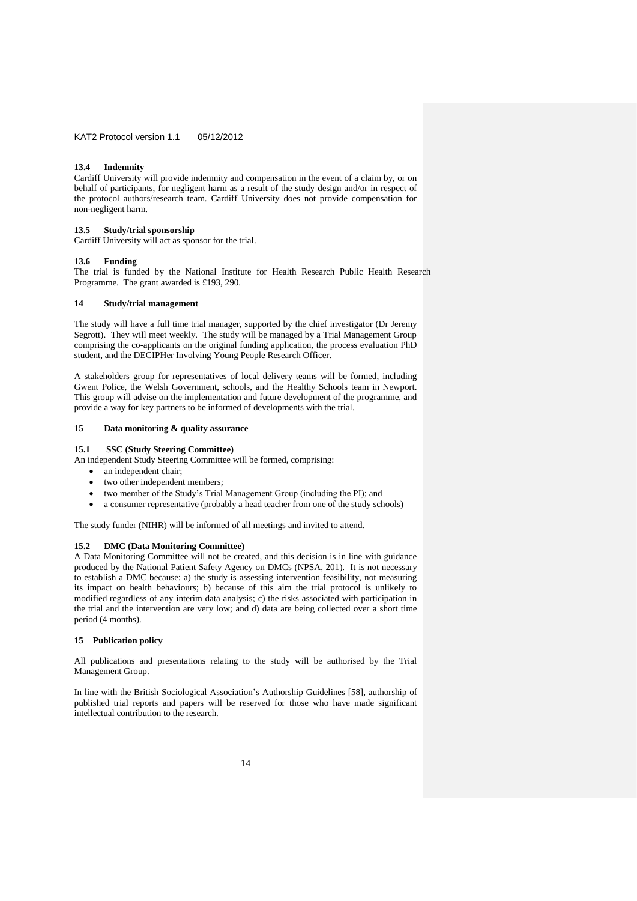### 13.4 Indemnity

Cardiff University will provide indemnity and compensation in the event of a claim by, or on behalf of participants, for negligent harm as a result of the study design and/or in respect of the protocol authors/research team. Cardiff University does not provide compensation for non-negligent harm.

### 13.5 Study/trial sponsorship

Cardiff University will act as sponsor for the trial.

### 13.6 Funding

The trial is funded by the National Institute for Health Research Public Health Research Programme. The grant awarded is £193, 290.

## 14 Study/trial management

The study will have a full time trial manager, supported by the chief investigator (Dr Jeremy Segrott). They will meet weekly. The study will be managed by a Trial Management Group comprising the co-applicants on the original funding application, the process evaluation PhD student, and the DECIPHer Involving Young People Research Officer.

A stakeholders group for representatives of local delivery teams will be formed, including Gwent Police, the Welsh Government, schools, and the Healthy Schools team in Newport. This group will advise on the implementation and future development of the programme, and provide a way for key partners to be informed of developments with the trial.

## 15 Data monitoring & quality assurance

### 15.1 SSC (Study Steering Committee)

An independent Study Steering Committee will be formed, comprising:

- an independent chair;
- two other independent members;
- two member of the Study's Trial Management Group (including the PI); and
- a consumer representative (probably a head teacher from one of the study schools)

The study funder (NIHR) will be informed of all meetings and invited to attend.

### 15.2 DMC (Data Monitoring Committee)

A Data Monitoring Committee will not be created, and this decision is in line with guidance produced by the National Patient Safety Agency on DMCs (NPSA, 201). It is not necessary to establish a DMC because: a) the study is assessing intervention feasibility, not measuring its impact on health behaviours; b) because of this aim the trial protocol is unlikely to modified regardless of any interim data analysis; c) the risks associated with participation in the trial and the intervention are very low; and d) data are being collected over a short time period (4 months).

## 15 Publication policy

All publications and presentations relating to the study will be authorised by the Trial Management Group.

In line with the British Sociological Association's Authorship Guidelines [58], authorship of published trial reports and papers will be reserved for those who have made significant intellectual contribution to the research.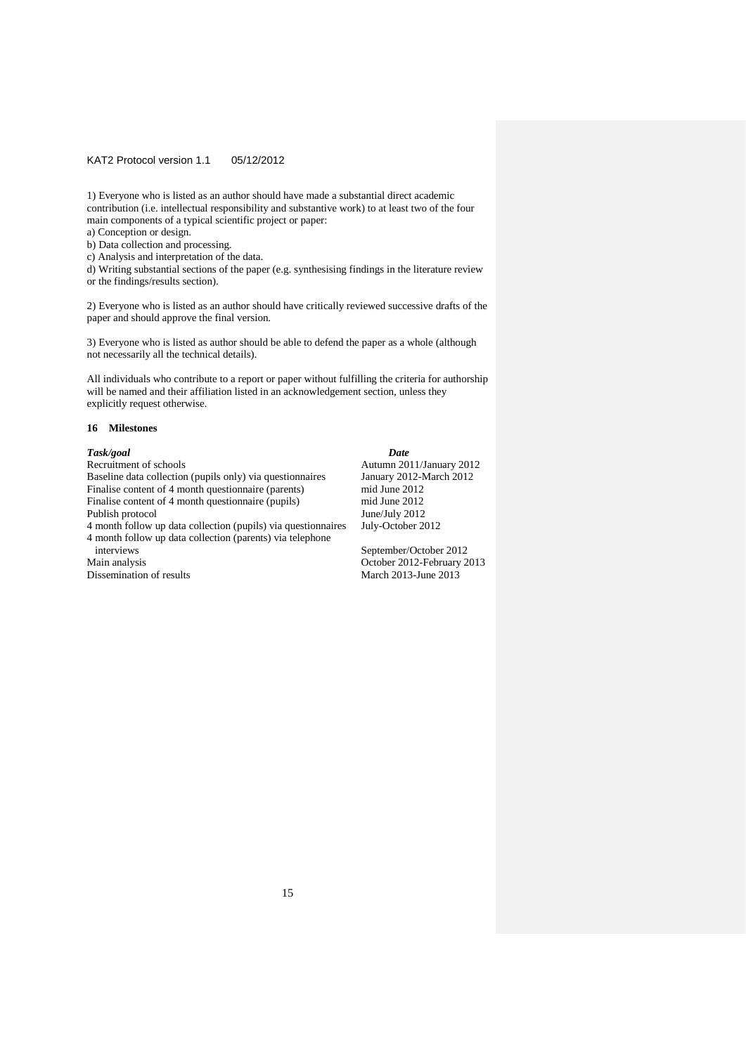1) Everyone who is listed as an author should have made a substantial direct academic contribution (i.e. intellectual responsibility and substantive work) to at least two of the four main components of a typical scientific project or paper:

a) Conception or design.

b) Data collection and processing.

c) Analysis and interpretation of the data.

d) Writing substantial sections of the paper (e.g. synthesising findings in the literature review or the findings/results section).

2) Everyone who is listed as an author should have critically reviewed successive drafts of the paper and should approve the final version.

3) Everyone who is listed as author should be able to defend the paper as a whole (although not necessarily all the technical details).

All individuals who contribute to a report or paper without fulfilling the criteria for authorship will be named and their affiliation listed in an acknowledgement section, unless they explicitly request otherwise.

## 16 Milestones

| *Task/goal* | *Date* |
|---|---|
| Recruitment of schools | Autumn 2011/January 2012 |
| Baseline data collection (pupils only) via questionnaires | January 2012-March 2012 |
| Finalise content of 4 month questionnaire (parents) | mid June 2012 |
| Finalise content of 4 month questionnaire (pupils) | mid June 2012 |
| Publish protocol | June/July 2012 |
| 4 month follow up data collection (pupils) via questionnaires | July-October 2012 |
| 4 month follow up data collection (parents) via telephone interviews | September/October 2012 |
| Main analysis | October 2012-February 2013 |
| Dissemination of results | March 2013-June 2013 |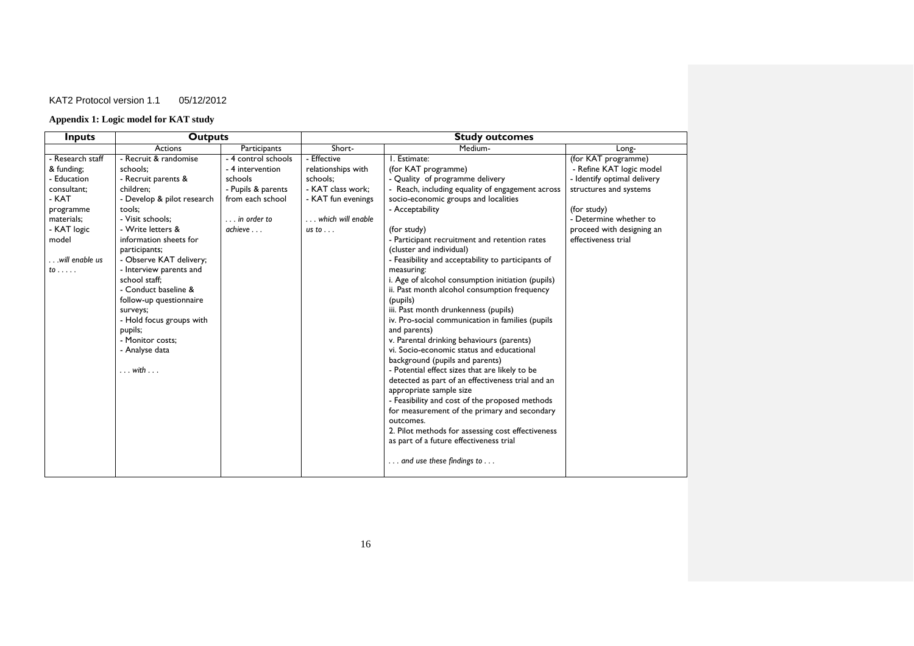## Appendix 1: Logic model for KAT study

| Inputs | Outputs | | Study outcomes | | |
|---|---|---|---|---|---|
| | Actions | Participants | Short- | Medium- | Long- |
| - Research staff & funding;<br>- Education consultant;<br>- KAT programme materials;<br>- KAT logic model<br><br>*. . .will enable us to . . . . .* | - Recruit & randomise schools;<br>- Recruit parents & children;<br>- Develop & pilot research tools;<br>- Visit schools;<br>- Write letters & information sheets for participants;<br>- Observe KAT delivery;<br>- Interview parents and school staff;<br>- Conduct baseline & follow-up questionnaire surveys;<br>- Hold focus groups with pupils;<br>- Monitor costs;<br>- Analyse data<br><br>*. . . with . . .* | - 4 control schools<br>- 4 intervention schools<br>- Pupils & parents from each school<br><br>*. . . in order to achieve . . .* | - Effective relationships with schools;<br>- KAT class work;<br>- KAT fun evenings<br><br>*. . . which will enable us to . . .* | 1. Estimate:<br>(for KAT programme)<br>- Quality of programme delivery<br>- Reach, including equality of engagement across socio-economic groups and localities<br>- Acceptability<br><br>(for study)<br>- Participant recruitment and retention rates (cluster and individual)<br>- Feasibility and acceptability to participants of measuring:<br>i. Age of alcohol consumption initiation (pupils)<br>ii. Past month alcohol consumption frequency (pupils)<br>iii. Past month drunkenness (pupils)<br>iv. Pro-social communication in families (pupils and parents)<br>v. Parental drinking behaviours (parents)<br>vi. Socio-economic status and educational background (pupils and parents)<br>- Potential effect sizes that are likely to be detected as part of an effectiveness trial and an appropriate sample size<br>- Feasibility and cost of the proposed methods for measurement of the primary and secondary outcomes.<br>2. Pilot methods for assessing cost effectiveness as part of a future effectiveness trial<br><br>*. . . and use these findings to . . .* | (for KAT programme)<br>- Refine KAT logic model<br>- Identify optimal delivery structures and systems<br><br>(for study)<br>- Determine whether to proceed with designing an effectiveness trial |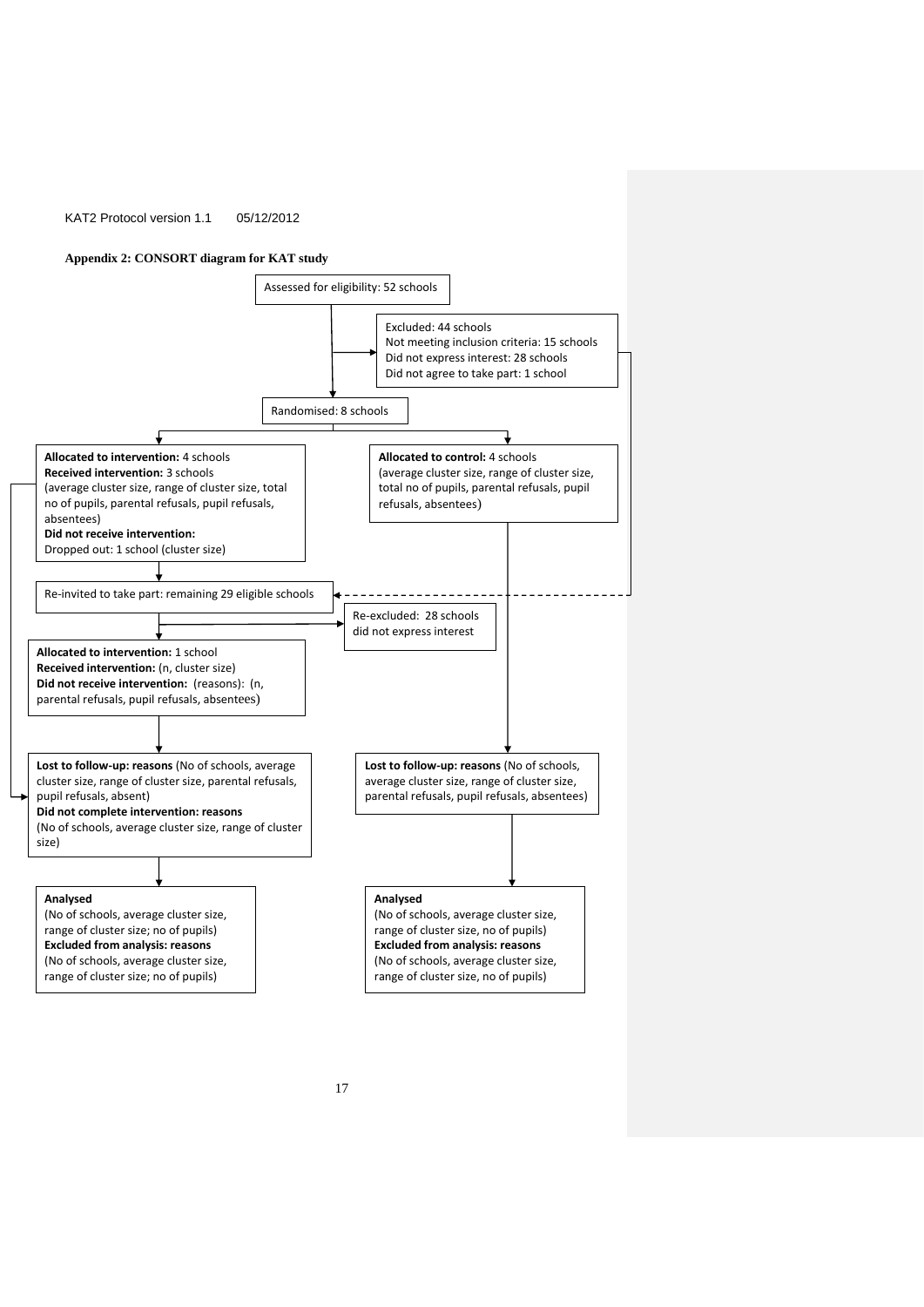**Appendix 2: CONSORT diagram for KAT study**

Assessed for eligibility: 52 schools

Excluded: 44 schools
Not meeting inclusion criteria: 15 schools
Did not express interest: 28 schools
Did not agree to take part: 1 school

Randomised: 8 schools

**Allocated to intervention:** 4 schools
**Received intervention:** 3 schools
(average cluster size, range of cluster size, total no of pupils, parental refusals, pupil refusals, absentees)
**Did not receive intervention:**
Dropped out: 1 school (cluster size)

**Allocated to control:** 4 schools
(average cluster size, range of cluster size, total no of pupils, parental refusals, pupil refusals, absentees)

Re-invited to take part: remaining 29 eligible schools

Re-excluded: 28 schools did not express interest

**Allocated to intervention:** 1 school
**Received intervention:** (n, cluster size)
**Did not receive intervention:** (reasons): (n, parental refusals, pupil refusals, absentees)

**Lost to follow-up: reasons** (No of schools, average cluster size, range of cluster size, parental refusals, pupil refusals, absent)
**Did not complete intervention: reasons**
(No of schools, average cluster size, range of cluster size)

**Lost to follow-up: reasons** (No of schools, average cluster size, range of cluster size, parental refusals, pupil refusals, absentees)

**Analysed**
(No of schools, average cluster size, range of cluster size; no of pupils)
**Excluded from analysis: reasons**
(No of schools, average cluster size, range of cluster size; no of pupils)

**Analysed**
(No of schools, average cluster size, range of cluster size, no of pupils)
**Excluded from analysis: reasons**
(No of schools, average cluster size, range of cluster size, no of pupils)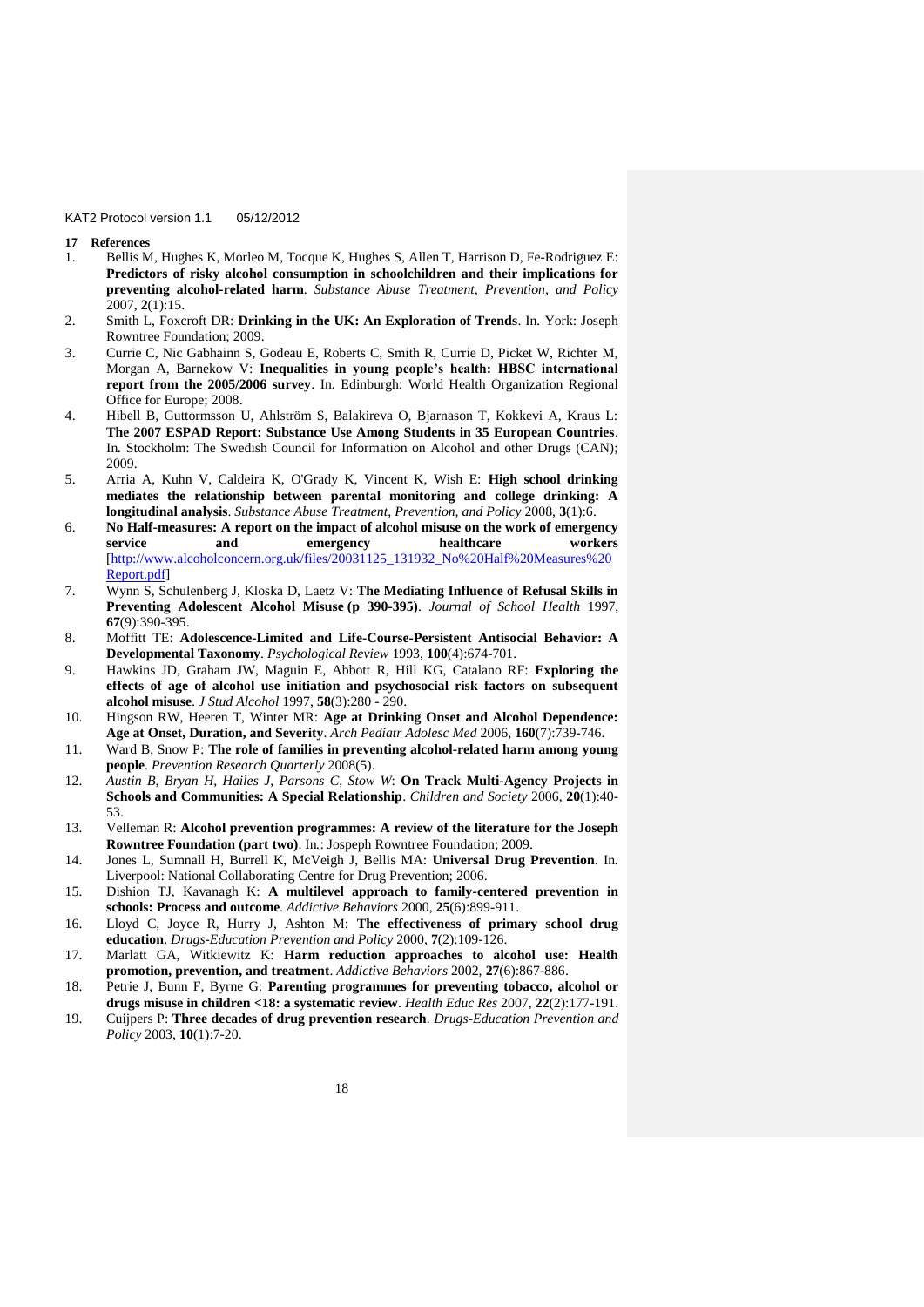## 17 References

1. Bellis M, Hughes K, Morleo M, Tocque K, Hughes S, Allen T, Harrison D, Fe-Rodriguez E: **Predictors of risky alcohol consumption in schoolchildren and their implications for preventing alcohol-related harm**. *Substance Abuse Treatment, Prevention, and Policy* 2007, **2**(1):15.
2. Smith L, Foxcroft DR: **Drinking in the UK: An Exploration of Trends**. In. York: Joseph Rowntree Foundation; 2009.
3. Currie C, Nic Gabhainn S, Godeau E, Roberts C, Smith R, Currie D, Picket W, Richter M, Morgan A, Barnekow V: **Inequalities in young people's health: HBSC international report from the 2005/2006 survey**. In. Edinburgh: World Health Organization Regional Office for Europe; 2008.
4. Hibell B, Guttormsson U, Ahlström S, Balakireva O, Bjarnason T, Kokkevi A, Kraus L: **The 2007 ESPAD Report: Substance Use Among Students in 35 European Countries**. In. Stockholm: The Swedish Council for Information on Alcohol and other Drugs (CAN); 2009.
5. Arria A, Kuhn V, Caldeira K, O'Grady K, Vincent K, Wish E: **High school drinking mediates the relationship between parental monitoring and college drinking: A longitudinal analysis**. *Substance Abuse Treatment, Prevention, and Policy* 2008, **3**(1):6.
6. **No Half-measures: A report on the impact of alcohol misuse on the work of emergency service and emergency healthcare workers** [http://www.alcoholconcern.org.uk/files/20031125_131932_No%20Half%20Measures%20Report.pdf]
7. Wynn S, Schulenberg J, Kloska D, Laetz V: **The Mediating Influence of Refusal Skills in Preventing Adolescent Alcohol Misuse (p 390-395)**. *Journal of School Health* 1997, **67**(9):390-395.
8. Moffitt TE: **Adolescence-Limited and Life-Course-Persistent Antisocial Behavior: A Developmental Taxonomy**. *Psychological Review* 1993, **100**(4):674-701.
9. Hawkins JD, Graham JW, Maguin E, Abbott R, Hill KG, Catalano RF: **Exploring the effects of age of alcohol use initiation and psychosocial risk factors on subsequent alcohol misuse**. *J Stud Alcohol* 1997, **58**(3):280 - 290.
10. Hingson RW, Heeren T, Winter MR: **Age at Drinking Onset and Alcohol Dependence: Age at Onset, Duration, and Severity**. *Arch Pediatr Adolesc Med* 2006, **160**(7):739-746.
11. Ward B, Snow P: **The role of families in preventing alcohol-related harm among young people**. *Prevention Research Quarterly* 2008(5).
12. *Austin B, Bryan H, Hailes J, Parsons C, Stow W*: **On Track Multi-Agency Projects in Schools and Communities: A Special Relationship**. *Children and Society* 2006, **20**(1):40-53.
13. Velleman R: **Alcohol prevention programmes: A review of the literature for the Joseph Rowntree Foundation (part two)**. In.: Jospeph Rowntree Foundation; 2009.
14. Jones L, Sumnall H, Burrell K, McVeigh J, Bellis MA: **Universal Drug Prevention**. In. Liverpool: National Collaborating Centre for Drug Prevention; 2006.
15. Dishion TJ, Kavanagh K: **A multilevel approach to family-centered prevention in schools: Process and outcome**. *Addictive Behaviors* 2000, **25**(6):899-911.
16. Lloyd C, Joyce R, Hurry J, Ashton M: **The effectiveness of primary school drug education**. *Drugs-Education Prevention and Policy* 2000, **7**(2):109-126.
17. Marlatt GA, Witkiewitz K: **Harm reduction approaches to alcohol use: Health promotion, prevention, and treatment**. *Addictive Behaviors* 2002, **27**(6):867-886.
18. Petrie J, Bunn F, Byrne G: **Parenting programmes for preventing tobacco, alcohol or drugs misuse in children <18: a systematic review**. *Health Educ Res* 2007, **22**(2):177-191.
19. Cuijpers P: **Three decades of drug prevention research**. *Drugs-Education Prevention and Policy* 2003, **10**(1):7-20.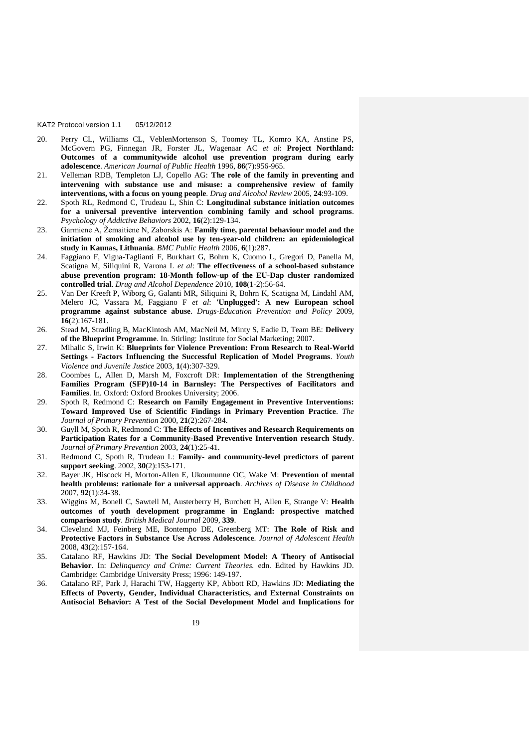20. Perry CL, Williams CL, VeblenMortenson S, Toomey TL, Komro KA, Anstine PS, McGovern PG, Finnegan JR, Forster JL, Wagenaar AC *et al*: **Project Northland: Outcomes of a communitywide alcohol use prevention program during early adolescence**. *American Journal of Public Health* 1996, **86**(7):956-965.
21. Velleman RDB, Templeton LJ, Copello AG: **The role of the family in preventing and intervening with substance use and misuse: a comprehensive review of family interventions, with a focus on young people**. *Drug and Alcohol Review* 2005, **24**:93-109.
22. Spoth RL, Redmond C, Trudeau L, Shin C: **Longitudinal substance initiation outcomes for a universal preventive intervention combining family and school programs**. *Psychology of Addictive Behaviors* 2002, **16**(2):129-134.
23. Garmiene A, Žemaitiene N, Zaborskis A: **Family time, parental behaviour model and the initiation of smoking and alcohol use by ten-year-old children: an epidemiological study in Kaunas, Lithuania**. *BMC Public Health* 2006, **6**(1):287.
24. Faggiano F, Vigna-Taglianti F, Burkhart G, Bohrn K, Cuomo L, Gregori D, Panella M, Scatigna M, Siliquini R, Varona L *et al*: **The effectiveness of a school-based substance abuse prevention program: 18-Month follow-up of the EU-Dap cluster randomized controlled trial**. *Drug and Alcohol Dependence* 2010, **108**(1-2):56-64.
25. Van Der Kreeft P, Wiborg G, Galanti MR, Siliquini R, Bohrn K, Scatigna M, Lindahl AM, Melero JC, Vassara M, Faggiano F *et al*: **'Unplugged': A new European school programme against substance abuse**. *Drugs-Education Prevention and Policy* 2009, **16**(2):167-181.
26. Stead M, Stradling B, MacKintosh AM, MacNeil M, Minty S, Eadie D, Team BE: **Delivery of the Blueprint Programme**. In. Stirling: Institute for Social Marketing; 2007.
27. Mihalic S, Irwin K: **Blueprints for Violence Prevention: From Research to Real-World Settings - Factors Influencing the Successful Replication of Model Programs**. *Youth Violence and Juvenile Justice* 2003, **1**(4):307-329.
28. Coombes L, Allen D, Marsh M, Foxcroft DR: **Implementation of the Strengthening Families Program (SFP)10-14 in Barnsley: The Perspectives of Facilitators and Families**. In. Oxford: Oxford Brookes University; 2006.
29. Spoth R, Redmond C: **Research on Family Engagement in Preventive Interventions: Toward Improved Use of Scientific Findings in Primary Prevention Practice**. *The Journal of Primary Prevention* 2000, **21**(2):267-284.
30. Guyll M, Spoth R, Redmond C: **The Effects of Incentives and Research Requirements on Participation Rates for a Community-Based Preventive Intervention research Study**. *Journal of Primary Prevention* 2003, **24**(1):25-41.
31. Redmond C, Spoth R, Trudeau L: **Family- and community-level predictors of parent support seeking**. 2002, **30**(2):153-171.
32. Bayer JK, Hiscock H, Morton-Allen E, Ukoumunne OC, Wake M: **Prevention of mental health problems: rationale for a universal approach**. *Archives of Disease in Childhood* 2007, **92**(1):34-38.
33. Wiggins M, Bonell C, Sawtell M, Austerberry H, Burchett H, Allen E, Strange V: **Health outcomes of youth development programme in England: prospective matched comparison study**. *British Medical Journal* 2009, **339**.
34. Cleveland MJ, Feinberg ME, Bontempo DE, Greenberg MT: **The Role of Risk and Protective Factors in Substance Use Across Adolescence**. *Journal of Adolescent Health* 2008, **43**(2):157-164.
35. Catalano RF, Hawkins JD: **The Social Development Model: A Theory of Antisocial Behavior**. In: *Delinquency and Crime: Current Theories.* edn. Edited by Hawkins JD. Cambridge: Cambridge University Press; 1996: 149-197.
36. Catalano RF, Park J, Harachi TW, Haggerty KP, Abbott RD, Hawkins JD: **Mediating the Effects of Poverty, Gender, Individual Characteristics, and External Constraints on Antisocial Behavior: A Test of the Social Development Model and Implications for**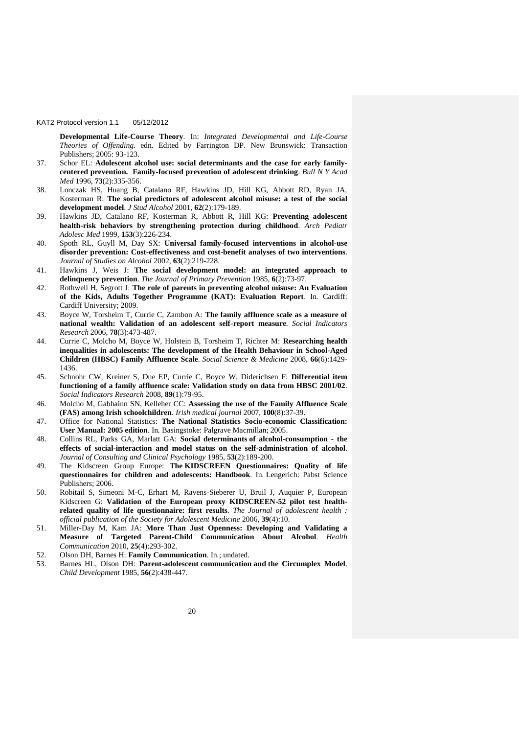**Developmental Life-Course Theory**. In: *Integrated Developmental and Life-Course Theories of Offending.* edn. Edited by Farrington DP. New Brunswick: Transaction Publishers; 2005: 93-123.

37. Schor EL: **Adolescent alcohol use: social determinants and the case for early family-centered prevention. Family-focused prevention of adolescent drinking**. *Bull N Y Acad Med* 1996, **73**(2):335-356.
38. Lonczak HS, Huang B, Catalano RF, Hawkins JD, Hill KG, Abbott RD, Ryan JA, Kosterman R: **The social predictors of adolescent alcohol misuse: a test of the social development model**. *J Stud Alcohol* 2001, **62**(2):179-189.
39. Hawkins JD, Catalano RF, Kosterman R, Abbott R, Hill KG: **Preventing adolescent health-risk behaviors by strengthening protection during childhood**. *Arch Pediatr Adolesc Med* 1999, **153**(3):226-234.
40. Spoth RL, Guyll M, Day SX: **Universal family-focused interventions in alcohol-use disorder prevention: Cost-effectiveness and cost-benefit analyses of two interventions**. *Journal of Studies on Alcohol* 2002, **63**(2):219-228.
41. Hawkins J, Weis J: **The social development model: an integrated approach to delinquency prevention**. *The Journal of Primary Prevention* 1985, **6**(2):73-97.
42. Rothwell H, Segrott J: **The role of parents in preventing alcohol misuse: An Evaluation of the Kids, Adults Together Programme (KAT): Evaluation Report**. In. Cardiff: Cardiff University; 2009.
43. Boyce W, Torsheim T, Currie C, Zambon A: **The family affluence scale as a measure of national wealth: Validation of an adolescent self-report measure**. *Social Indicators Research* 2006, **78**(3):473-487.
44. Currie C, Molcho M, Boyce W, Holstein B, Torsheim T, Richter M: **Researching health inequalities in adolescents: The development of the Health Behaviour in School-Aged Children (HBSC) Family Affluence Scale**. *Social Science & Medicine* 2008, **66**(6):1429-1436.
45. Schnohr CW, Kreiner S, Due EP, Currie C, Boyce W, Diderichsen F: **Differential item functioning of a family affluence scale: Validation study on data from HBSC 2001/02**. *Social Indicators Research* 2008, **89**(1):79-95.
46. Molcho M, Gabhainn SN, Kelleher CC: **Assessing the use of the Family Affluence Scale (FAS) among Irish schoolchildren**. *Irish medical journal* 2007, **100**(8):37-39.
47. Office for National Statistics: **The National Statistics Socio-economic Classification: User Manual: 2005 edition**. In. Basingstoke: Palgrave Macmillan; 2005.
48. Collins RL, Parks GA, Marlatt GA: **Social determinants of alcohol-consumption - the effects of social-interaction and model status on the self-administration of alcohol**. *Journal of Consulting and Clinical Psychology* 1985, **53**(2):189-200.
49. The Kidscreen Group Europe: **The KIDSCREEN Questionnaires: Quality of life questionnaires for children and adolescents: Handbook**. In. Lengerich: Pabst Science Publishers; 2006.
50. Robitail S, Simeoni M-C, Erhart M, Ravens-Sieberer U, Bruil J, Auquier P, European Kidscreen G: **Validation of the European proxy KIDSCREEN-52 pilot test health-related quality of life questionnaire: first results**. *The Journal of adolescent health : official publication of the Society for Adolescent Medicine* 2006, **39**(4):10.
51. Miller-Day M, Kam JA: **More Than Just Openness: Developing and Validating a Measure of Targeted Parent-Child Communication About Alcohol**. *Health Communication* 2010, **25**(4):293-302.
52. Olson DH, Barnes H: **Family Communication**. In.; undated.
53. Barnes HL, Olson DH: **Parent-adolescent communication and the Circumplex Model**. *Child Development* 1985, **56**(2):438-447.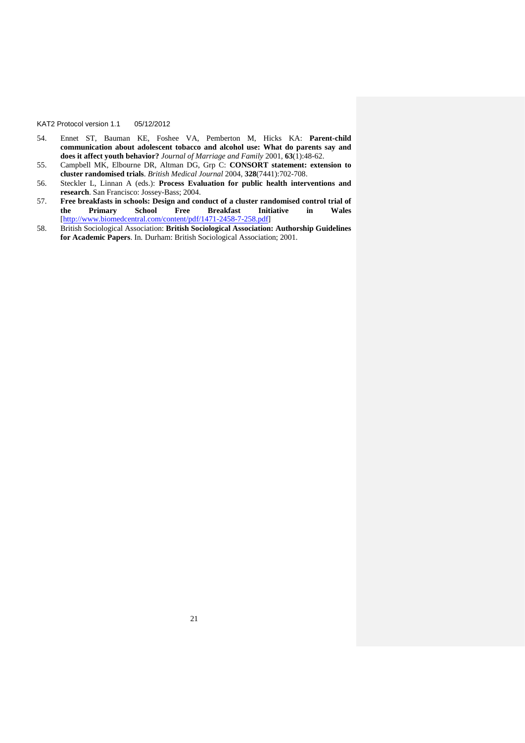54. Ennet ST, Bauman KE, Foshee VA, Pemberton M, Hicks KA: **Parent-child communication about adolescent tobacco and alcohol use: What do parents say and does it affect youth behavior?** *Journal of Marriage and Family* 2001, **63**(1):48-62.
55. Campbell MK, Elbourne DR, Altman DG, Grp C: **CONSORT statement: extension to cluster randomised trials**. *British Medical Journal* 2004, **328**(7441):702-708.
56. Steckler L, Linnan A (eds.): **Process Evaluation for public health interventions and research**. San Francisco: Jossey-Bass; 2004.
57. **Free breakfasts in schools: Design and conduct of a cluster randomised control trial of the Primary School Free Breakfast Initiative in Wales** [http://www.biomedcentral.com/content/pdf/1471-2458-7-258.pdf]
58. British Sociological Association: **British Sociological Association: Authorship Guidelines for Academic Papers**. In. Durham: British Sociological Association; 2001.